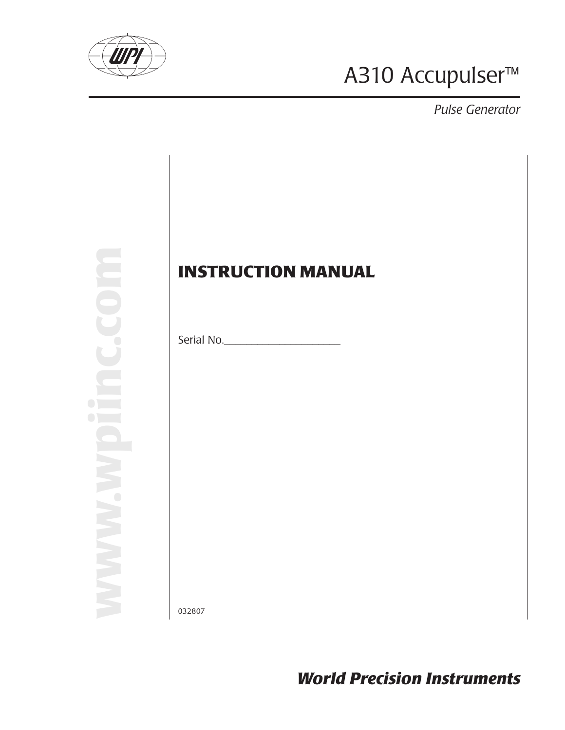# A310 Accupulser™

*Pulse Generator*

www.wpiinc.com

## INSTRUCTION MANUAL

Serial No.______________________

032807

***World Precision Instruments***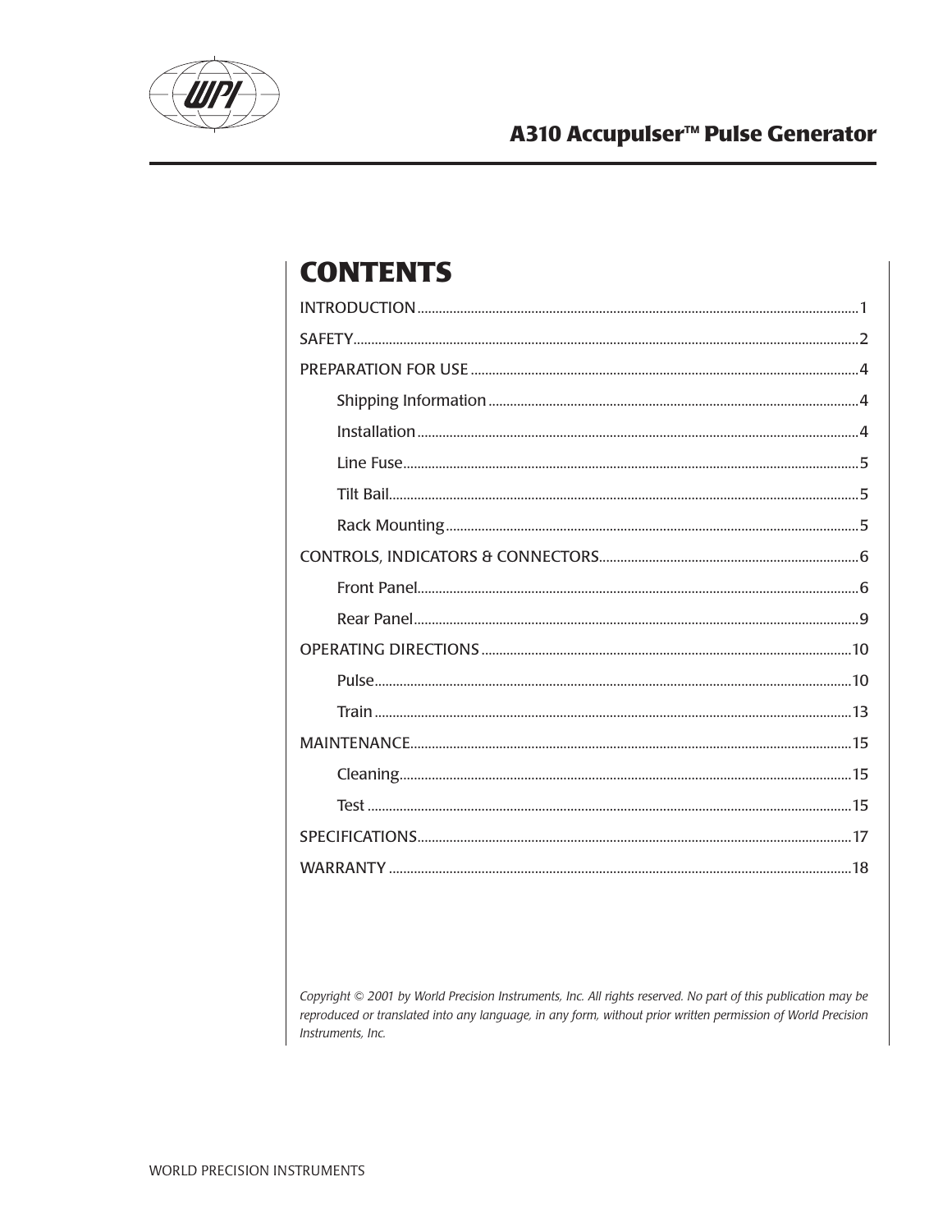# A310 Accupulser™ Pulse Generator

## CONTENTS

INTRODUCTION .......... 1

SAFETY .......... 2

PREPARATION FOR USE .......... 4

- Shipping Information .......... 4
- Installation .......... 4
- Line Fuse .......... 5
- Tilt Bail .......... 5
- Rack Mounting .......... 5

CONTROLS, INDICATORS & CONNECTORS .......... 6

- Front Panel .......... 6
- Rear Panel .......... 9

OPERATING DIRECTIONS .......... 10

- Pulse .......... 10
- Train .......... 13

MAINTENANCE .......... 15

- Cleaning .......... 15
- Test .......... 15

SPECIFICATIONS .......... 17

WARRANTY .......... 18

*Copyright © 2001 by World Precision Instruments, Inc. All rights reserved. No part of this publication may be reproduced or translated into any language, in any form, without prior written permission of World Precision Instruments, Inc.*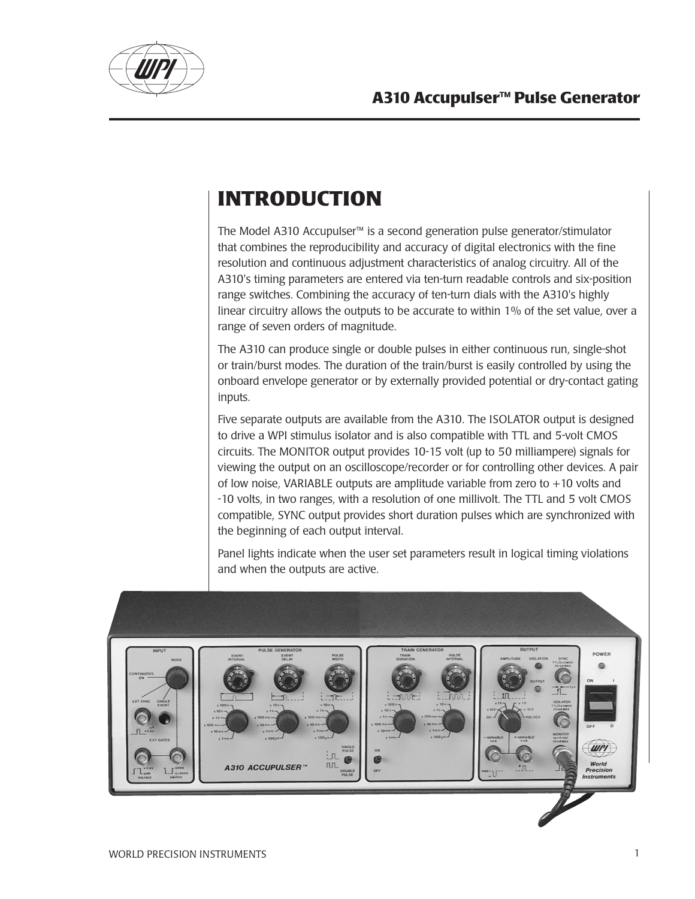# INTRODUCTION

The Model A310 Accupulser™ is a second generation pulse generator/stimulator that combines the reproducibility and accuracy of digital electronics with the fine resolution and continuous adjustment characteristics of analog circuitry. All of the A310's timing parameters are entered via ten-turn readable controls and six-position range switches. Combining the accuracy of ten-turn dials with the A310's highly linear circuitry allows the outputs to be accurate to within 1% of the set value, over a range of seven orders of magnitude.

The A310 can produce single or double pulses in either continuous run, single-shot or train/burst modes. The duration of the train/burst is easily controlled by using the onboard envelope generator or by externally provided potential or dry-contact gating inputs.

Five separate outputs are available from the A310. The ISOLATOR output is designed to drive a WPI stimulus isolator and is also compatible with TTL and 5-volt CMOS circuits. The MONITOR output provides 10-15 volt (up to 50 milliampere) signals for viewing the output on an oscilloscope/recorder or for controlling other devices. A pair of low noise, VARIABLE outputs are amplitude variable from zero to +10 volts and -10 volts, in two ranges, with a resolution of one millivolt. The TTL and 5 volt CMOS compatible, SYNC output provides short duration pulses which are synchronized with the beginning of each output interval.

Panel lights indicate when the user set parameters result in logical timing violations and when the outputs are active.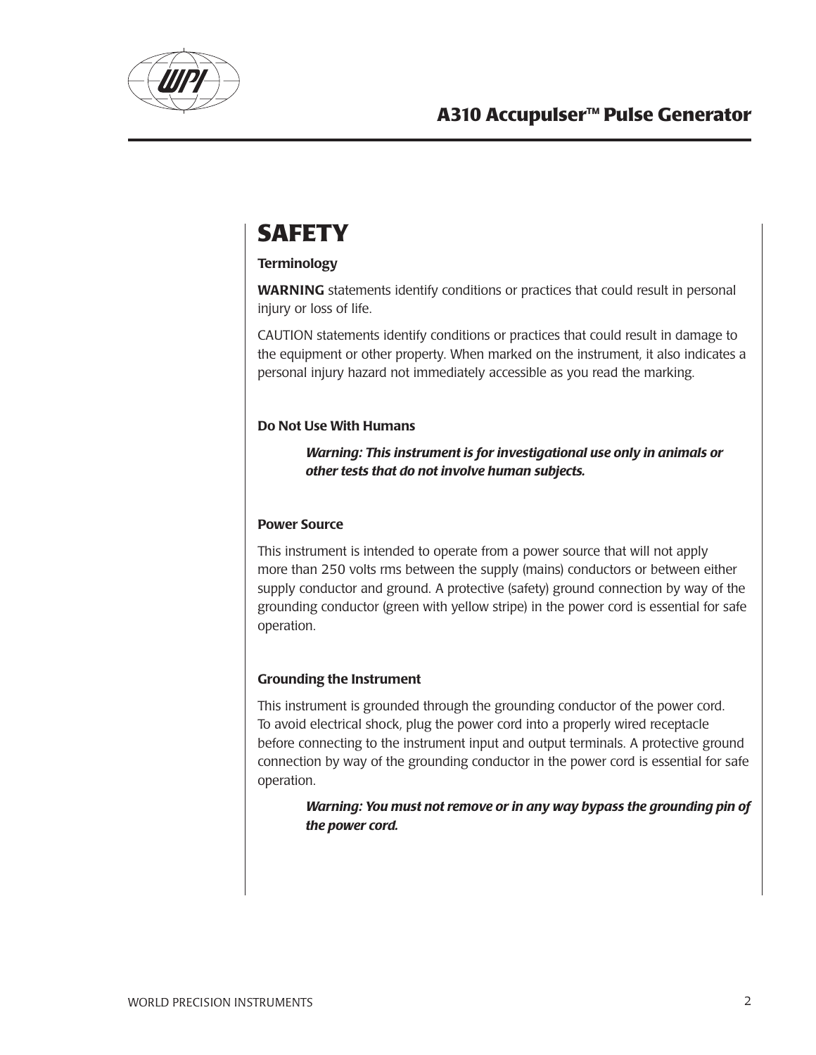# SAFETY

### Terminology

**WARNING** statements identify conditions or practices that could result in personal injury or loss of life.

CAUTION statements identify conditions or practices that could result in damage to the equipment or other property. When marked on the instrument, it also indicates a personal injury hazard not immediately accessible as you read the marking.

### Do Not Use With Humans

> ***Warning: This instrument is for investigational use only in animals or other tests that do not involve human subjects.***

### Power Source

This instrument is intended to operate from a power source that will not apply more than 250 volts rms between the supply (mains) conductors or between either supply conductor and ground. A protective (safety) ground connection by way of the grounding conductor (green with yellow stripe) in the power cord is essential for safe operation.

### Grounding the Instrument

This instrument is grounded through the grounding conductor of the power cord. To avoid electrical shock, plug the power cord into a properly wired receptacle before connecting to the instrument input and output terminals. A protective ground connection by way of the grounding conductor in the power cord is essential for safe operation.

> ***Warning: You must not remove or in any way bypass the grounding pin of the power cord.***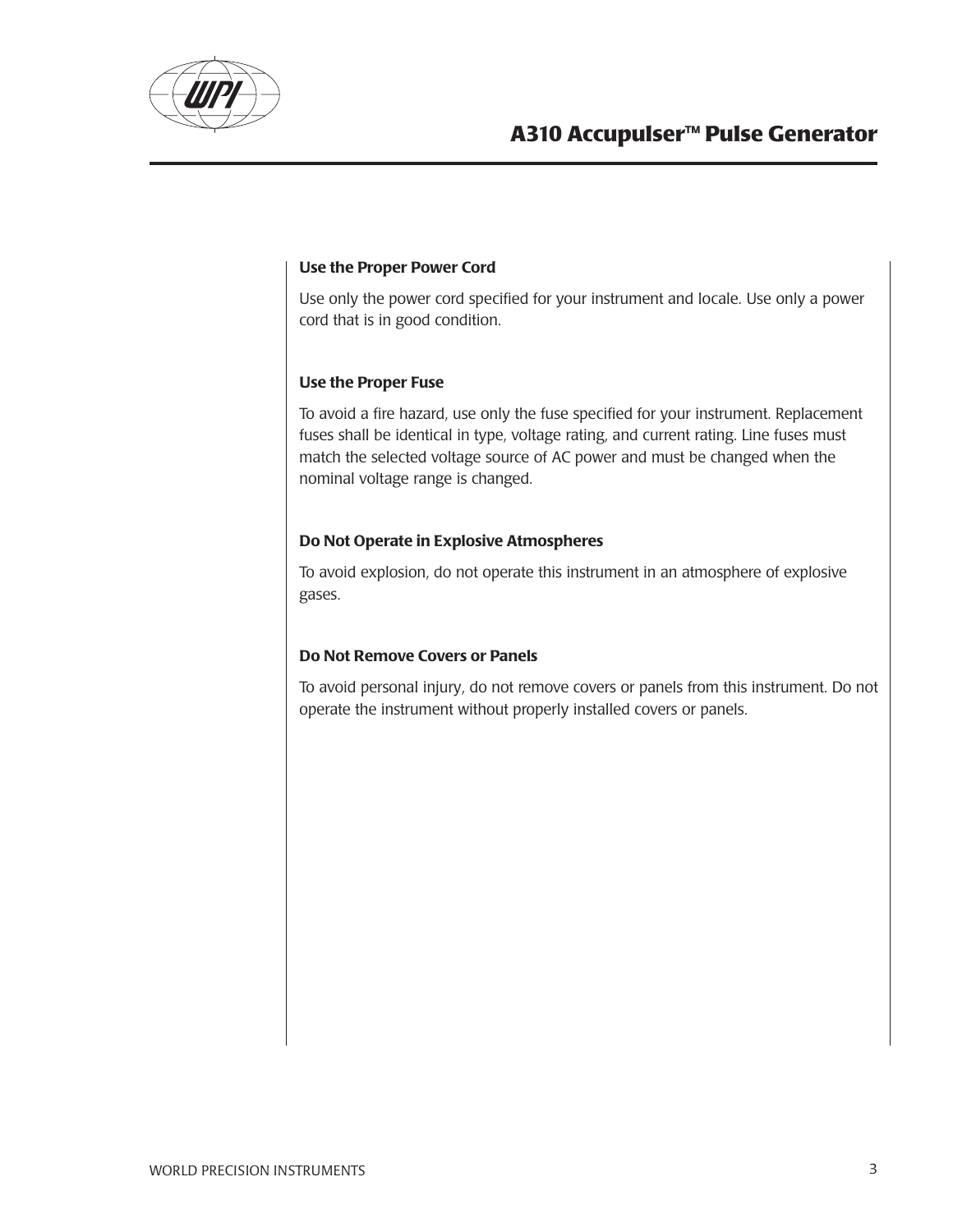### Use the Proper Power Cord

Use only the power cord specified for your instrument and locale. Use only a power cord that is in good condition.

### Use the Proper Fuse

To avoid a fire hazard, use only the fuse specified for your instrument. Replacement fuses shall be identical in type, voltage rating, and current rating. Line fuses must match the selected voltage source of AC power and must be changed when the nominal voltage range is changed.

### Do Not Operate in Explosive Atmospheres

To avoid explosion, do not operate this instrument in an atmosphere of explosive gases.

### Do Not Remove Covers or Panels

To avoid personal injury, do not remove covers or panels from this instrument. Do not operate the instrument without properly installed covers or panels.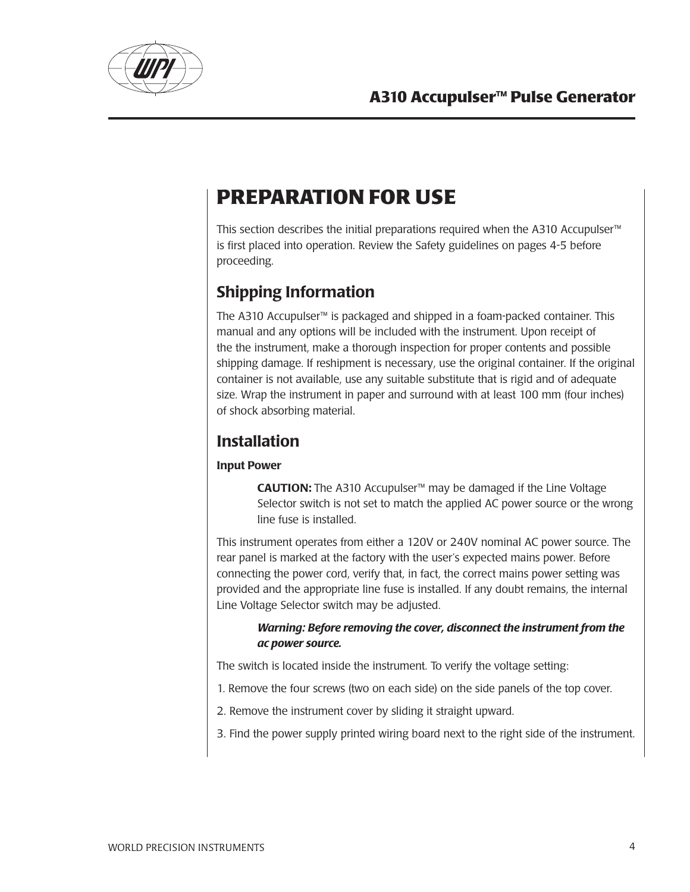# PREPARATION FOR USE

This section describes the initial preparations required when the A310 Accupulser™ is first placed into operation. Review the Safety guidelines on pages 4-5 before proceeding.

## Shipping Information

The A310 Accupulser™ is packaged and shipped in a foam-packed container. This manual and any options will be included with the instrument. Upon receipt of the the instrument, make a thorough inspection for proper contents and possible shipping damage. If reshipment is necessary, use the original container. If the original container is not available, use any suitable substitute that is rigid and of adequate size. Wrap the instrument in paper and surround with at least 100 mm (four inches) of shock absorbing material.

## Installation

**Input Power**

> **CAUTION:** The A310 Accupulser™ may be damaged if the Line Voltage Selector switch is not set to match the applied AC power source or the wrong line fuse is installed.

This instrument operates from either a 120V or 240V nominal AC power source. The rear panel is marked at the factory with the user's expected mains power. Before connecting the power cord, verify that, in fact, the correct mains power setting was provided and the appropriate line fuse is installed. If any doubt remains, the internal Line Voltage Selector switch may be adjusted.

> ***Warning: Before removing the cover, disconnect the instrument from the ac power source.***

The switch is located inside the instrument. To verify the voltage setting:

1. Remove the four screws (two on each side) on the side panels of the top cover.
2. Remove the instrument cover by sliding it straight upward.
3. Find the power supply printed wiring board next to the right side of the instrument.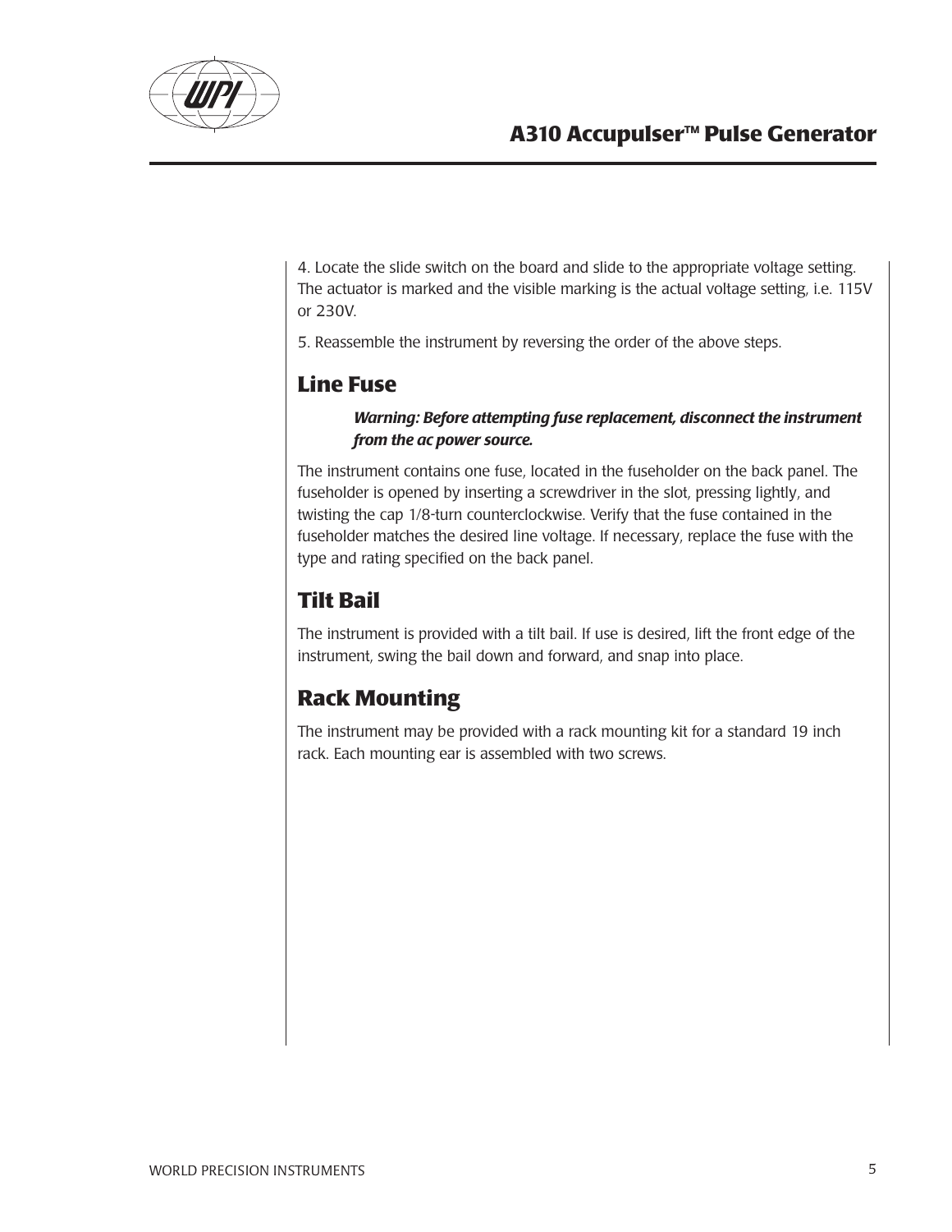4. Locate the slide switch on the board and slide to the appropriate voltage setting. The actuator is marked and the visible marking is the actual voltage setting, i.e. 115V or 230V.

5. Reassemble the instrument by reversing the order of the above steps.

## Line Fuse

> ***Warning: Before attempting fuse replacement, disconnect the instrument from the ac power source.***

The instrument contains one fuse, located in the fuseholder on the back panel. The fuseholder is opened by inserting a screwdriver in the slot, pressing lightly, and twisting the cap 1/8-turn counterclockwise. Verify that the fuse contained in the fuseholder matches the desired line voltage. If necessary, replace the fuse with the type and rating specified on the back panel.

## Tilt Bail

The instrument is provided with a tilt bail. If use is desired, lift the front edge of the instrument, swing the bail down and forward, and snap into place.

## Rack Mounting

The instrument may be provided with a rack mounting kit for a standard 19 inch rack. Each mounting ear is assembled with two screws.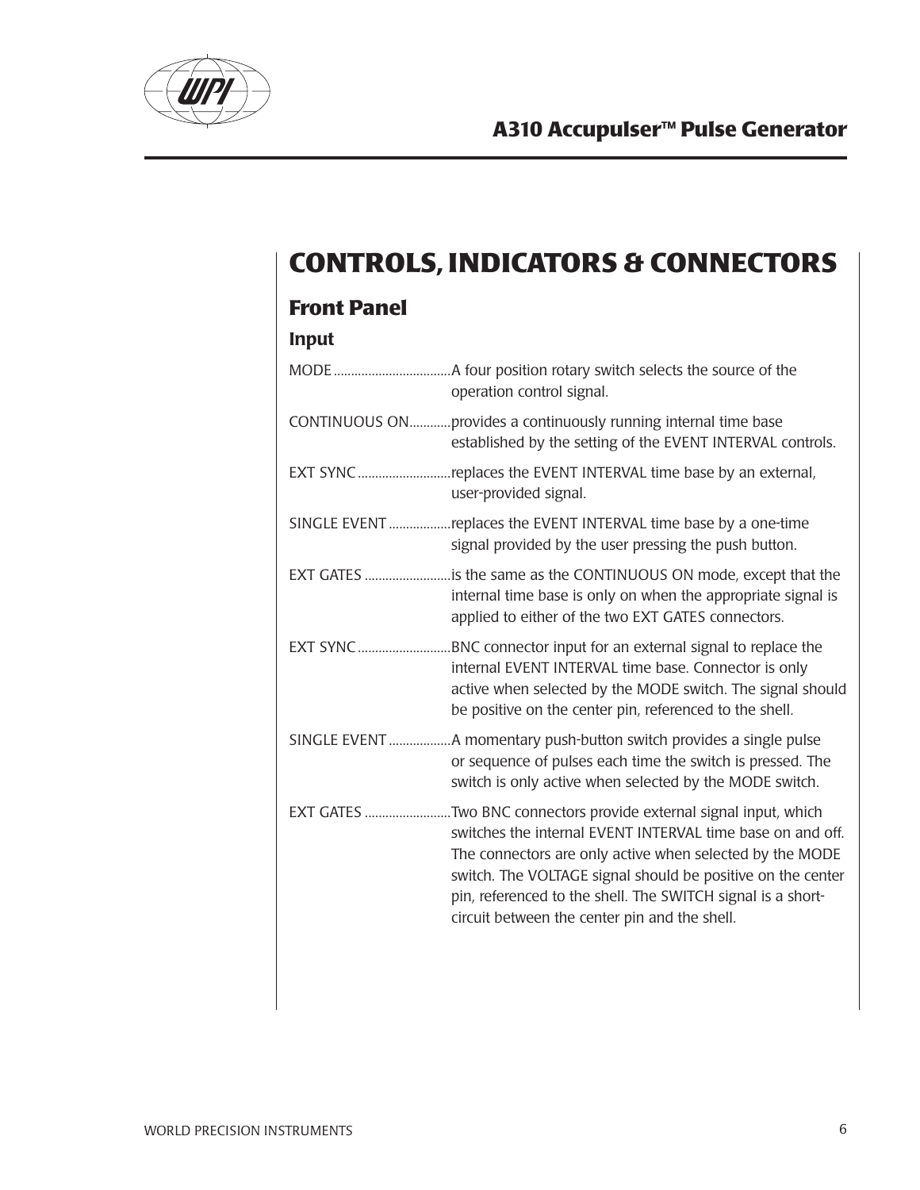# CONTROLS, INDICATORS & CONNECTORS

## Front Panel

### Input

MODE..................................A four position rotary switch selects the source of the operation control signal.

CONTINUOUS ON............provides a continuously running internal time base established by the setting of the EVENT INTERVAL controls.

EXT SYNC...........................replaces the EVENT INTERVAL time base by an external, user-provided signal.

SINGLE EVENT..................replaces the EVENT INTERVAL time base by a one-time signal provided by the user pressing the push button.

EXT GATES .........................is the same as the CONTINUOUS ON mode, except that the internal time base is only on when the appropriate signal is applied to either of the two EXT GATES connectors.

EXT SYNC...........................BNC connector input for an external signal to replace the internal EVENT INTERVAL time base. Connector is only active when selected by the MODE switch. The signal should be positive on the center pin, referenced to the shell.

SINGLE EVENT..................A momentary push-button switch provides a single pulse or sequence of pulses each time the switch is pressed. The switch is only active when selected by the MODE switch.

EXT GATES .........................Two BNC connectors provide external signal input, which switches the internal EVENT INTERVAL time base on and off. The connectors are only active when selected by the MODE switch. The VOLTAGE signal should be positive on the center pin, referenced to the shell. The SWITCH signal is a short-circuit between the center pin and the shell.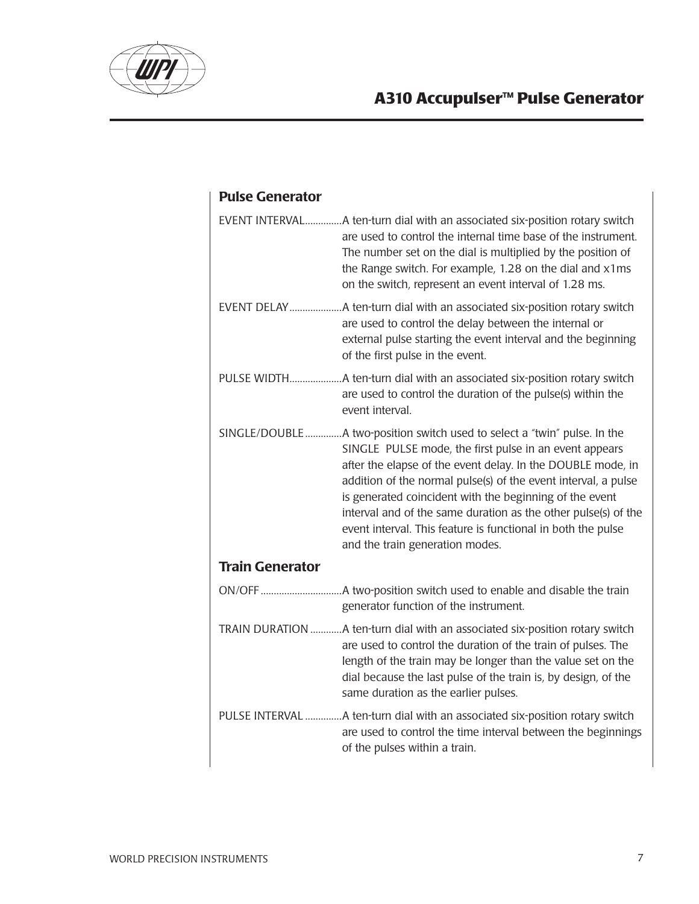## Pulse Generator

EVENT INTERVAL..............A ten-turn dial with an associated six-position rotary switch are used to control the internal time base of the instrument. The number set on the dial is multiplied by the position of the Range switch. For example, 1.28 on the dial and x1ms on the switch, represent an event interval of 1.28 ms.

EVENT DELAY....................A ten-turn dial with an associated six-position rotary switch are used to control the delay between the internal or external pulse starting the event interval and the beginning of the first pulse in the event.

PULSE WIDTH....................A ten-turn dial with an associated six-position rotary switch are used to control the duration of the pulse(s) within the event interval.

SINGLE/DOUBLE..............A two-position switch used to select a "twin" pulse. In the SINGLE PULSE mode, the first pulse in an event appears after the elapse of the event delay. In the DOUBLE mode, in addition of the normal pulse(s) of the event interval, a pulse is generated coincident with the beginning of the event interval and of the same duration as the other pulse(s) of the event interval. This feature is functional in both the pulse and the train generation modes.

## Train Generator

ON/OFF...............................A two-position switch used to enable and disable the train generator function of the instrument.

TRAIN DURATION ............A ten-turn dial with an associated six-position rotary switch are used to control the duration of the train of pulses. The length of the train may be longer than the value set on the dial because the last pulse of the train is, by design, of the same duration as the earlier pulses.

PULSE INTERVAL ..............A ten-turn dial with an associated six-position rotary switch are used to control the time interval between the beginnings of the pulses within a train.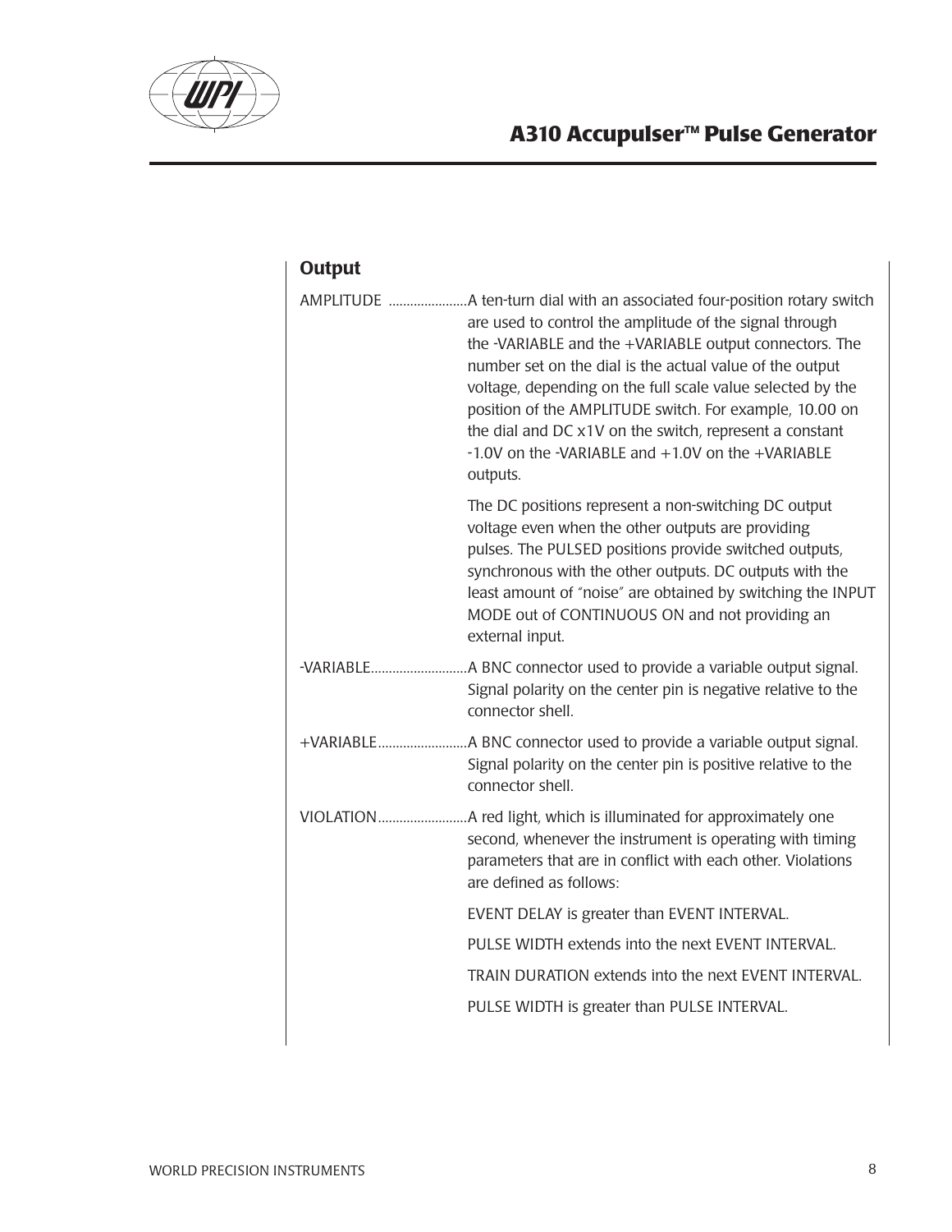## Output

AMPLITUDE ......................A ten-turn dial with an associated four-position rotary switch are used to control the amplitude of the signal through the -VARIABLE and the +VARIABLE output connectors. The number set on the dial is the actual value of the output voltage, depending on the full scale value selected by the position of the AMPLITUDE switch. For example, 10.00 on the dial and DC x1V on the switch, represent a constant -1.0V on the -VARIABLE and +1.0V on the +VARIABLE outputs.

The DC positions represent a non-switching DC output voltage even when the other outputs are providing pulses. The PULSED positions provide switched outputs, synchronous with the other outputs. DC outputs with the least amount of "noise" are obtained by switching the INPUT MODE out of CONTINUOUS ON and not providing an external input.

-VARIABLE...........................A BNC connector used to provide a variable output signal. Signal polarity on the center pin is negative relative to the connector shell.

+VARIABLE.........................A BNC connector used to provide a variable output signal. Signal polarity on the center pin is positive relative to the connector shell.

VIOLATION.........................A red light, which is illuminated for approximately one second, whenever the instrument is operating with timing parameters that are in conflict with each other. Violations are defined as follows:

EVENT DELAY is greater than EVENT INTERVAL.

PULSE WIDTH extends into the next EVENT INTERVAL.

TRAIN DURATION extends into the next EVENT INTERVAL.

PULSE WIDTH is greater than PULSE INTERVAL.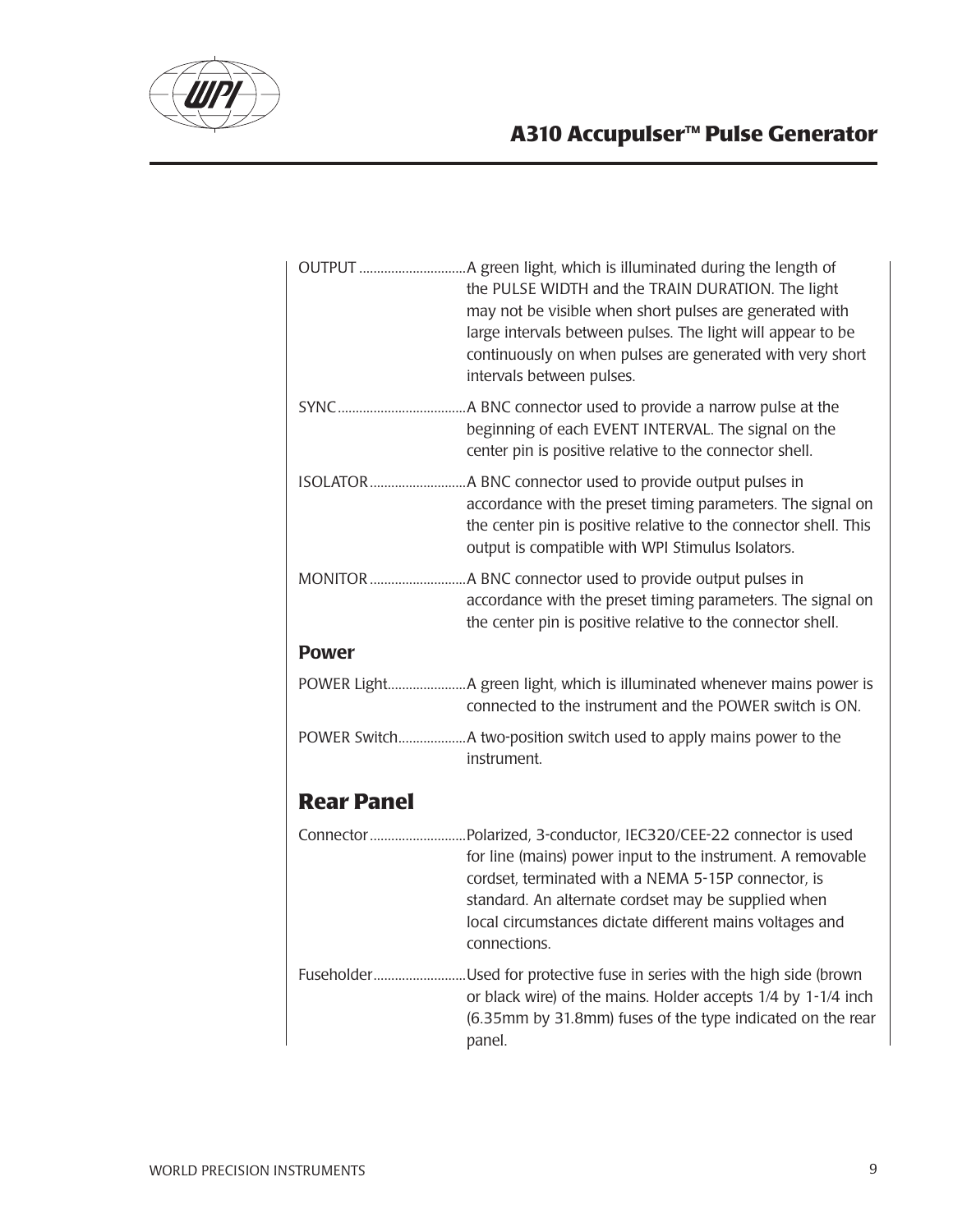OUTPUT ..............................A green light, which is illuminated during the length of the PULSE WIDTH and the TRAIN DURATION. The light may not be visible when short pulses are generated with large intervals between pulses. The light will appear to be continuously on when pulses are generated with very short intervals between pulses.

SYNC....................................A BNC connector used to provide a narrow pulse at the beginning of each EVENT INTERVAL. The signal on the center pin is positive relative to the connector shell.

ISOLATOR...........................A BNC connector used to provide output pulses in accordance with the preset timing parameters. The signal on the center pin is positive relative to the connector shell. This output is compatible with WPI Stimulus Isolators.

MONITOR...........................A BNC connector used to provide output pulses in accordance with the preset timing parameters. The signal on the center pin is positive relative to the connector shell.

### Power

POWER Light......................A green light, which is illuminated whenever mains power is connected to the instrument and the POWER switch is ON.

POWER Switch...................A two-position switch used to apply mains power to the instrument.

## Rear Panel

Connector...........................Polarized, 3-conductor, IEC320/CEE-22 connector is used for line (mains) power input to the instrument. A removable cordset, terminated with a NEMA 5-15P connector, is standard. An alternate cordset may be supplied when local circumstances dictate different mains voltages and connections.

Fuseholder..........................Used for protective fuse in series with the high side (brown or black wire) of the mains. Holder accepts 1/4 by 1-1/4 inch (6.35mm by 31.8mm) fuses of the type indicated on the rear panel.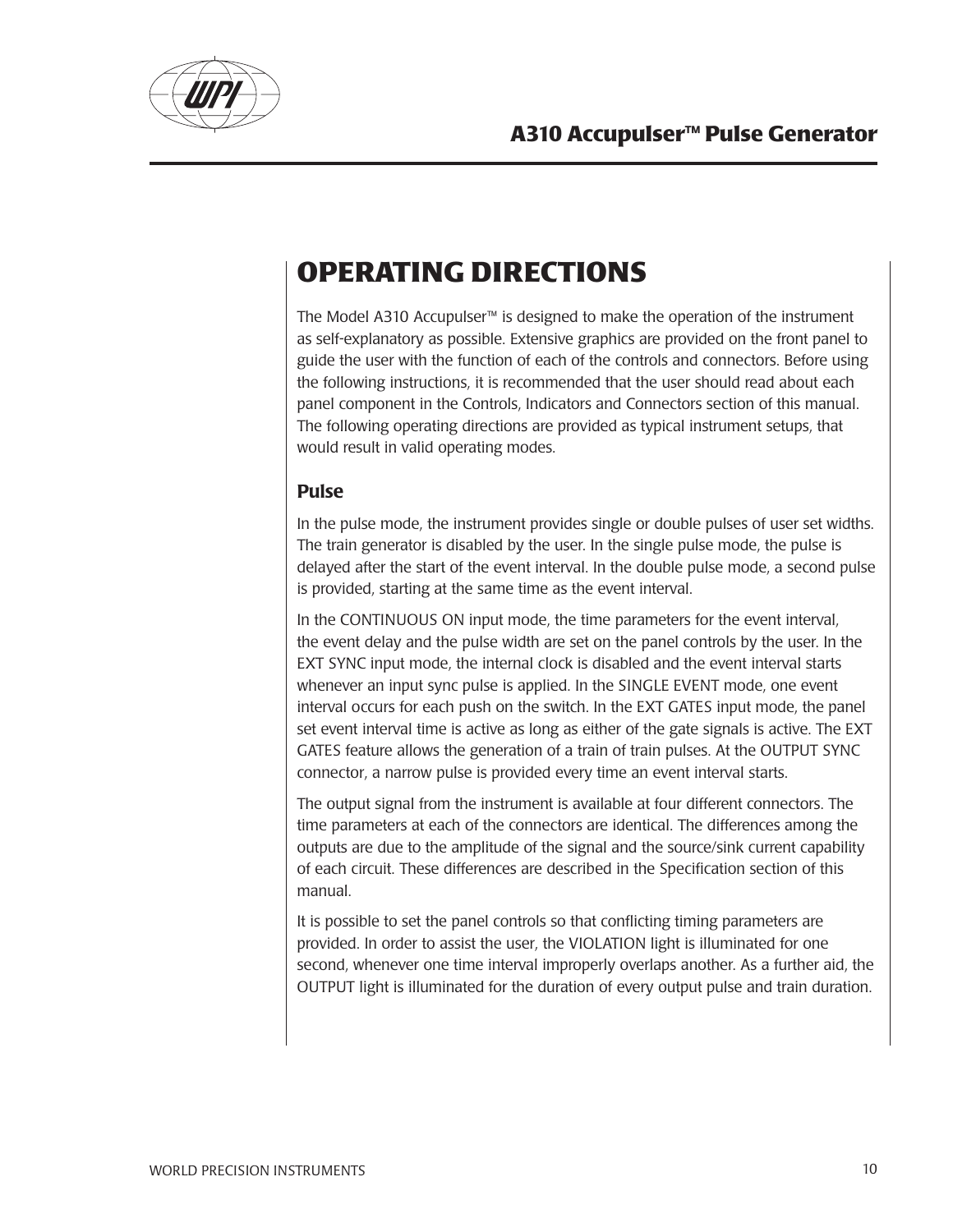# OPERATING DIRECTIONS

The Model A310 Accupulser™ is designed to make the operation of the instrument as self-explanatory as possible. Extensive graphics are provided on the front panel to guide the user with the function of each of the controls and connectors. Before using the following instructions, it is recommended that the user should read about each panel component in the Controls, Indicators and Connectors section of this manual. The following operating directions are provided as typical instrument setups, that would result in valid operating modes.

## Pulse

In the pulse mode, the instrument provides single or double pulses of user set widths. The train generator is disabled by the user. In the single pulse mode, the pulse is delayed after the start of the event interval. In the double pulse mode, a second pulse is provided, starting at the same time as the event interval.

In the CONTINUOUS ON input mode, the time parameters for the event interval, the event delay and the pulse width are set on the panel controls by the user. In the EXT SYNC input mode, the internal clock is disabled and the event interval starts whenever an input sync pulse is applied. In the SINGLE EVENT mode, one event interval occurs for each push on the switch. In the EXT GATES input mode, the panel set event interval time is active as long as either of the gate signals is active. The EXT GATES feature allows the generation of a train of train pulses. At the OUTPUT SYNC connector, a narrow pulse is provided every time an event interval starts.

The output signal from the instrument is available at four different connectors. The time parameters at each of the connectors are identical. The differences among the outputs are due to the amplitude of the signal and the source/sink current capability of each circuit. These differences are described in the Specification section of this manual.

It is possible to set the panel controls so that conflicting timing parameters are provided. In order to assist the user, the VIOLATION light is illuminated for one second, whenever one time interval improperly overlaps another. As a further aid, the OUTPUT light is illuminated for the duration of every output pulse and train duration.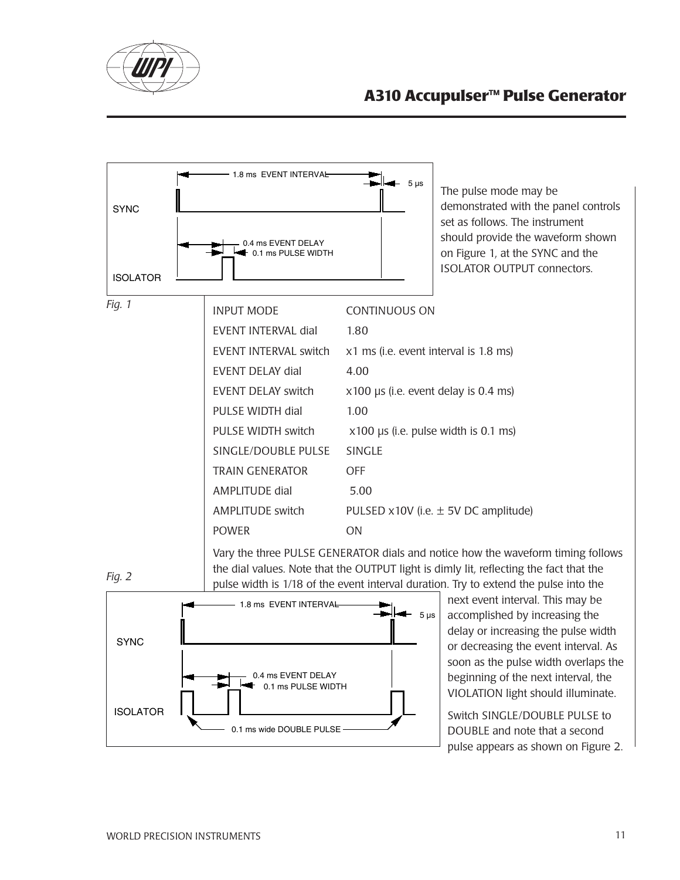The pulse mode may be demonstrated with the panel controls set as follows. The instrument should provide the waveform shown on Figure 1, at the SYNC and the ISOLATOR OUTPUT connectors.

*Fig. 1*

| | |
|---|---|
| INPUT MODE | CONTINUOUS ON |
| EVENT INTERVAL dial | 1.80 |
| EVENT INTERVAL switch | x1 ms (i.e. event interval is 1.8 ms) |
| EVENT DELAY dial | 4.00 |
| EVENT DELAY switch | x100 µs (i.e. event delay is 0.4 ms) |
| PULSE WIDTH dial | 1.00 |
| PULSE WIDTH switch | x100 µs (i.e. pulse width is 0.1 ms) |
| SINGLE/DOUBLE PULSE | SINGLE |
| TRAIN GENERATOR | OFF |
| AMPLITUDE dial | 5.00 |
| AMPLITUDE switch | PULSED x10V (i.e. ± 5V DC amplitude) |
| POWER | ON |

Vary the three PULSE GENERATOR dials and notice how the waveform timing follows the dial values. Note that the OUTPUT light is dimly lit, reflecting the fact that the pulse width is 1/18 of the event interval duration. Try to extend the pulse into the next event interval. This may be accomplished by increasing the delay or increasing the pulse width or decreasing the event interval. As soon as the pulse width overlaps the beginning of the next interval, the VIOLATION light should illuminate.

*Fig. 2*

Switch SINGLE/DOUBLE PULSE to DOUBLE and note that a second pulse appears as shown on Figure 2.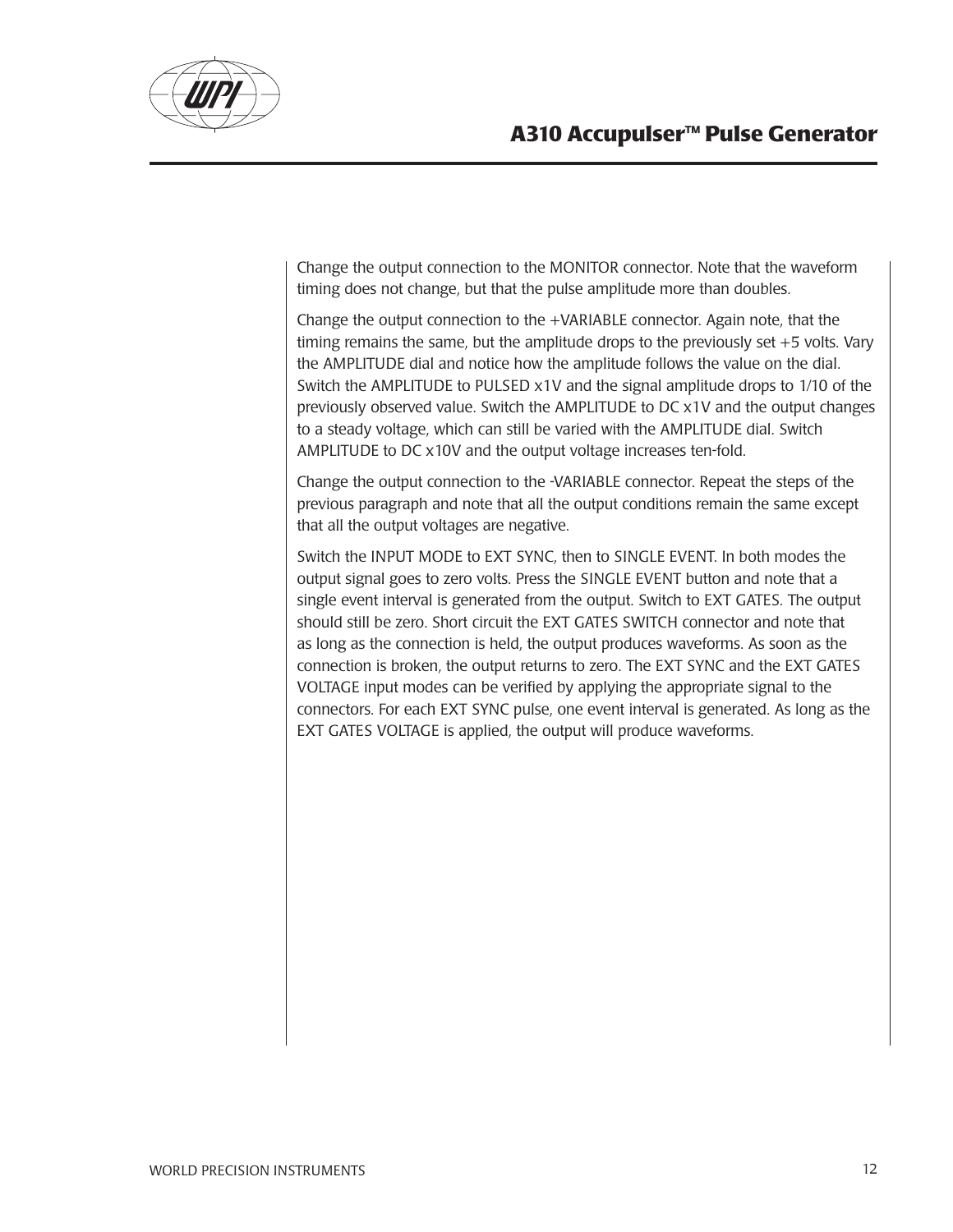Change the output connection to the MONITOR connector. Note that the waveform timing does not change, but that the pulse amplitude more than doubles.

Change the output connection to the +VARIABLE connector. Again note, that the timing remains the same, but the amplitude drops to the previously set +5 volts. Vary the AMPLITUDE dial and notice how the amplitude follows the value on the dial. Switch the AMPLITUDE to PULSED x1V and the signal amplitude drops to 1/10 of the previously observed value. Switch the AMPLITUDE to DC x1V and the output changes to a steady voltage, which can still be varied with the AMPLITUDE dial. Switch AMPLITUDE to DC x10V and the output voltage increases ten-fold.

Change the output connection to the -VARIABLE connector. Repeat the steps of the previous paragraph and note that all the output conditions remain the same except that all the output voltages are negative.

Switch the INPUT MODE to EXT SYNC, then to SINGLE EVENT. In both modes the output signal goes to zero volts. Press the SINGLE EVENT button and note that a single event interval is generated from the output. Switch to EXT GATES. The output should still be zero. Short circuit the EXT GATES SWITCH connector and note that as long as the connection is held, the output produces waveforms. As soon as the connection is broken, the output returns to zero. The EXT SYNC and the EXT GATES VOLTAGE input modes can be verified by applying the appropriate signal to the connectors. For each EXT SYNC pulse, one event interval is generated. As long as the EXT GATES VOLTAGE is applied, the output will produce waveforms.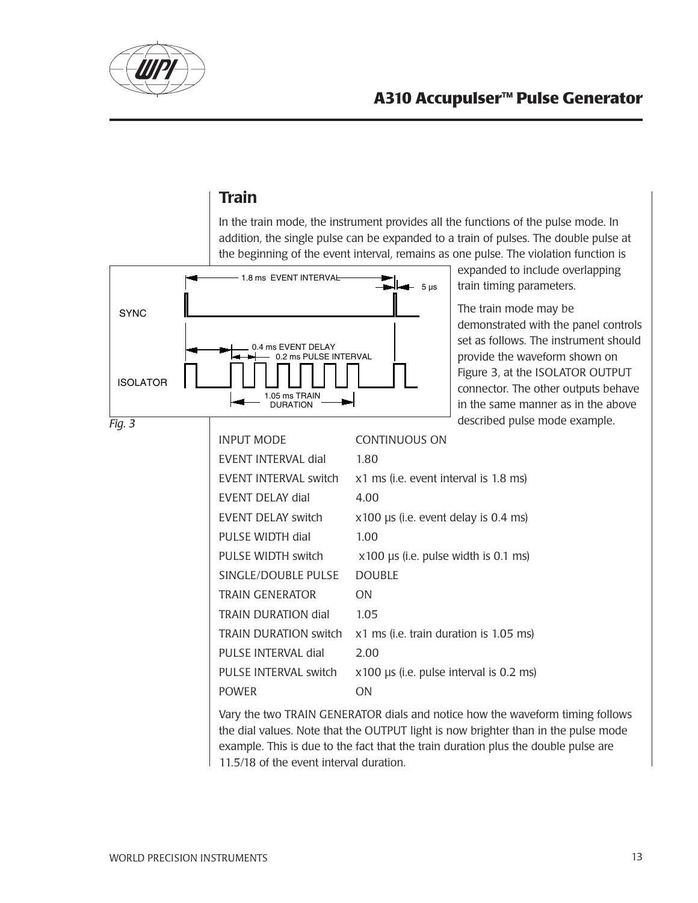## Train

In the train mode, the instrument provides all the functions of the pulse mode. In addition, the single pulse can be expanded to a train of pulses. The double pulse at the beginning of the event interval, remains as one pulse. The violation function is expanded to include overlapping train timing parameters.

The train mode may be demonstrated with the panel controls set as follows. The instrument should provide the waveform shown on Figure 3, at the ISOLATOR OUTPUT connector. The other outputs behave in the same manner as in the above described pulse mode example.

*Fig. 3*

| | |
|---|---|
| INPUT MODE | CONTINUOUS ON |
| EVENT INTERVAL dial | 1.80 |
| EVENT INTERVAL switch | x1 ms (i.e. event interval is 1.8 ms) |
| EVENT DELAY dial | 4.00 |
| EVENT DELAY switch | x100 µs (i.e. event delay is 0.4 ms) |
| PULSE WIDTH dial | 1.00 |
| PULSE WIDTH switch | x100 µs (i.e. pulse width is 0.1 ms) |
| SINGLE/DOUBLE PULSE | DOUBLE |
| TRAIN GENERATOR | ON |
| TRAIN DURATION dial | 1.05 |
| TRAIN DURATION switch | x1 ms (i.e. train duration is 1.05 ms) |
| PULSE INTERVAL dial | 2.00 |
| PULSE INTERVAL switch | x100 µs (i.e. pulse interval is 0.2 ms) |
| POWER | ON |

Vary the two TRAIN GENERATOR dials and notice how the waveform timing follows the dial values. Note that the OUTPUT light is now brighter than in the pulse mode example. This is due to the fact that the train duration plus the double pulse are 11.5/18 of the event interval duration.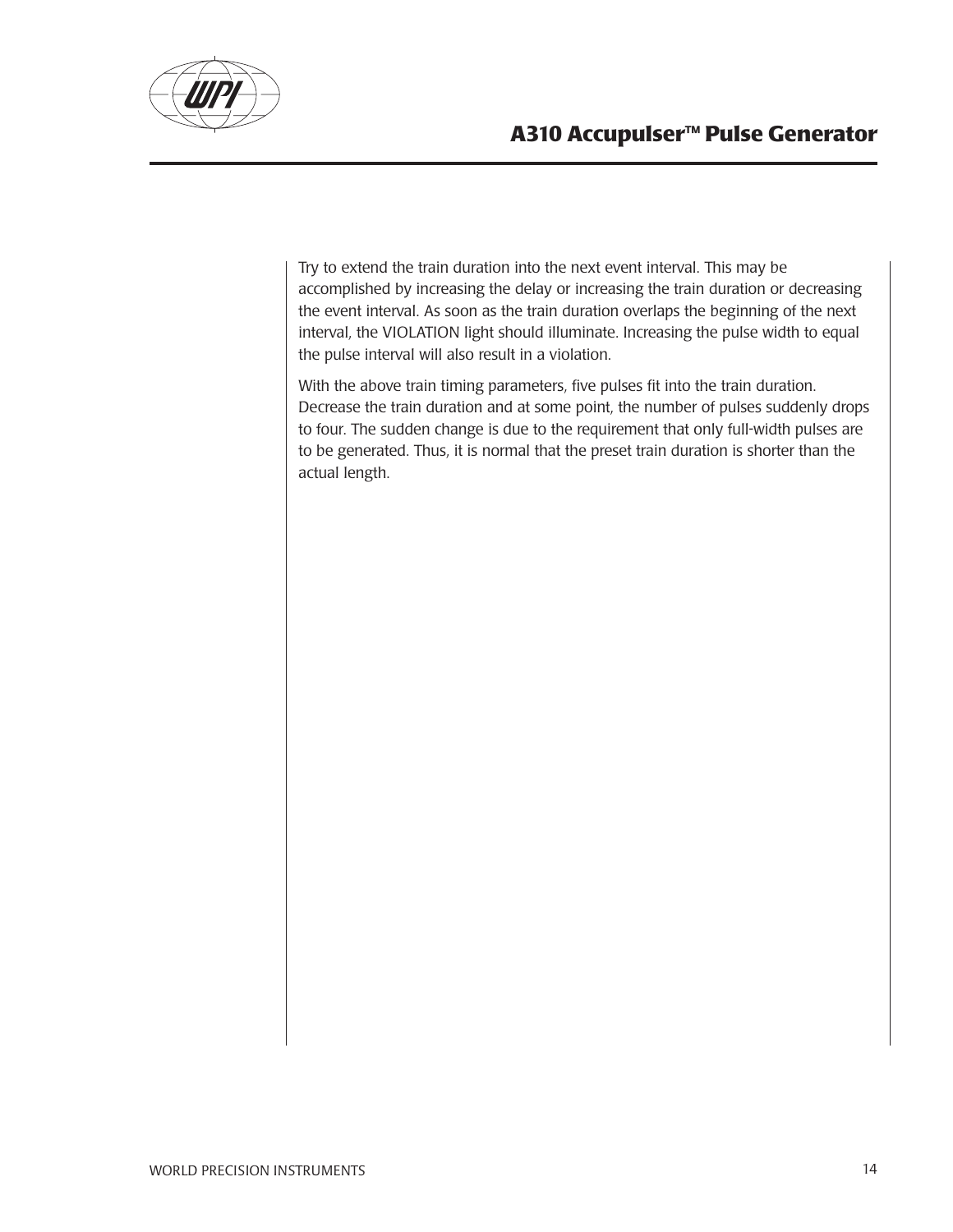Try to extend the train duration into the next event interval. This may be accomplished by increasing the delay or increasing the train duration or decreasing the event interval. As soon as the train duration overlaps the beginning of the next interval, the VIOLATION light should illuminate. Increasing the pulse width to equal the pulse interval will also result in a violation.

With the above train timing parameters, five pulses fit into the train duration. Decrease the train duration and at some point, the number of pulses suddenly drops to four. The sudden change is due to the requirement that only full-width pulses are to be generated. Thus, it is normal that the preset train duration is shorter than the actual length.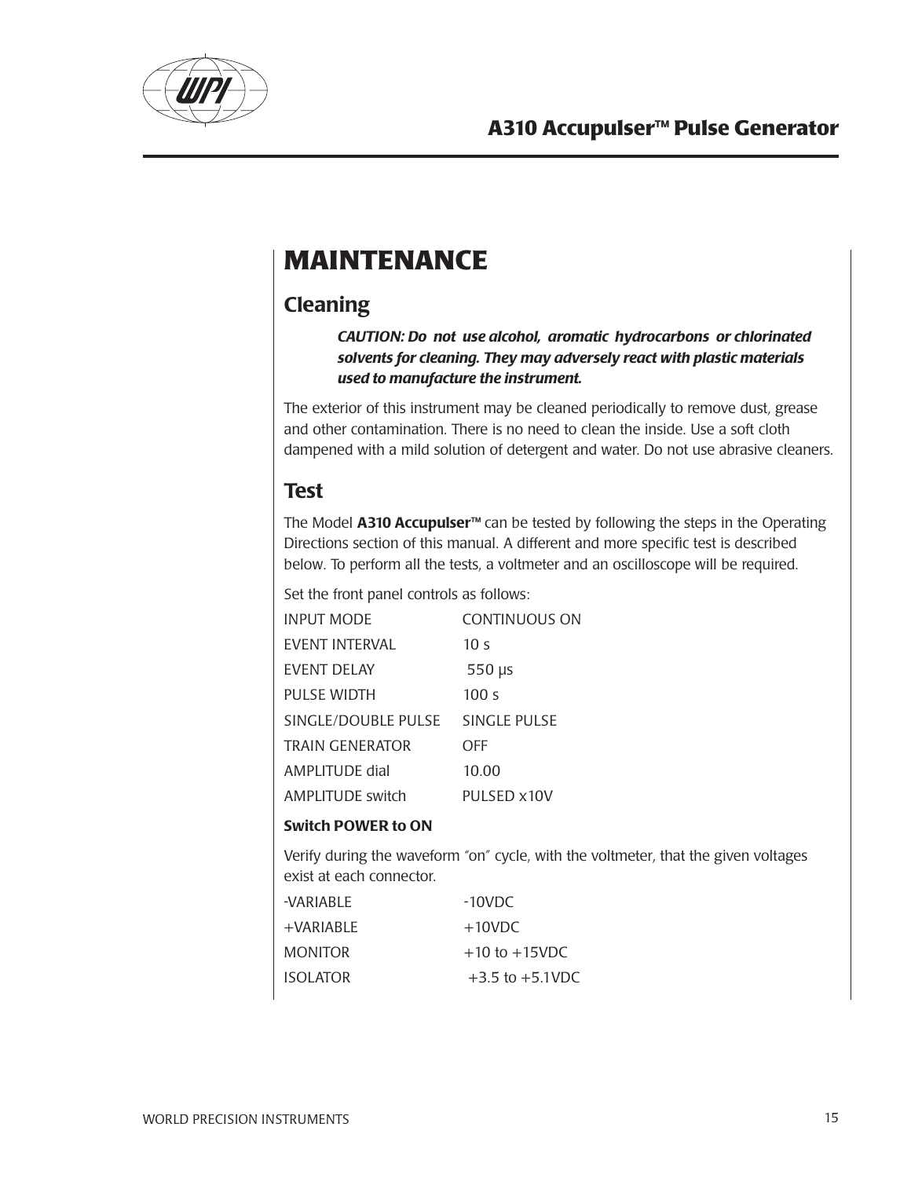# MAINTENANCE

## Cleaning

***CAUTION: Do not use alcohol, aromatic hydrocarbons or chlorinated solvents for cleaning. They may adversely react with plastic materials used to manufacture the instrument.***

The exterior of this instrument may be cleaned periodically to remove dust, grease and other contamination. There is no need to clean the inside. Use a soft cloth dampened with a mild solution of detergent and water. Do not use abrasive cleaners.

## Test

The Model **A310 Accupulser™** can be tested by following the steps in the Operating Directions section of this manual. A different and more specific test is described below. To perform all the tests, a voltmeter and an oscilloscope will be required.

Set the front panel controls as follows:

| | |
|---|---|
| INPUT MODE | CONTINUOUS ON |
| EVENT INTERVAL | 10 s |
| EVENT DELAY | 550 µs |
| PULSE WIDTH | 100 s |
| SINGLE/DOUBLE PULSE | SINGLE PULSE |
| TRAIN GENERATOR | OFF |
| AMPLITUDE dial | 10.00 |
| AMPLITUDE switch | PULSED x10V |

**Switch POWER to ON**

Verify during the waveform "on" cycle, with the voltmeter, that the given voltages exist at each connector.

| | |
|---|---|
| -VARIABLE | -10VDC |
| +VARIABLE | +10VDC |
| MONITOR | +10 to +15VDC |
| ISOLATOR | +3.5 to +5.1VDC |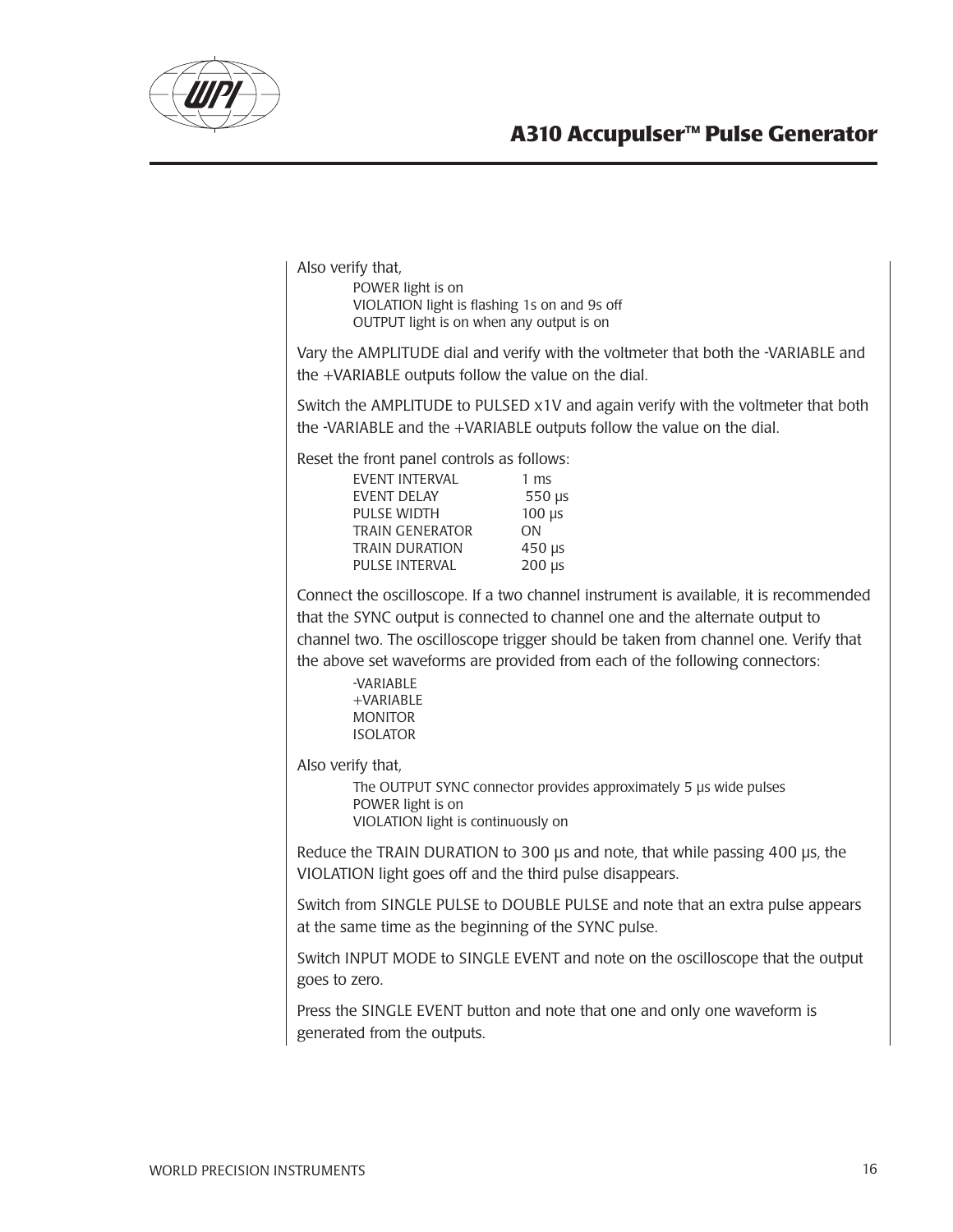Also verify that,

POWER light is on
VIOLATION light is flashing 1s on and 9s off
OUTPUT light is on when any output is on

Vary the AMPLITUDE dial and verify with the voltmeter that both the -VARIABLE and the +VARIABLE outputs follow the value on the dial.

Switch the AMPLITUDE to PULSED x1V and again verify with the voltmeter that both the -VARIABLE and the +VARIABLE outputs follow the value on the dial.

Reset the front panel controls as follows:

| | |
|---|---|
| EVENT INTERVAL | 1 ms |
| EVENT DELAY | 550 µs |
| PULSE WIDTH | 100 µs |
| TRAIN GENERATOR | ON |
| TRAIN DURATION | 450 µs |
| PULSE INTERVAL | 200 µs |

Connect the oscilloscope. If a two channel instrument is available, it is recommended that the SYNC output is connected to channel one and the alternate output to channel two. The oscilloscope trigger should be taken from channel one. Verify that the above set waveforms are provided from each of the following connectors:

-VARIABLE
+VARIABLE
MONITOR
ISOLATOR

Also verify that,

The OUTPUT SYNC connector provides approximately 5 µs wide pulses
POWER light is on
VIOLATION light is continuously on

Reduce the TRAIN DURATION to 300 µs and note, that while passing 400 µs, the VIOLATION light goes off and the third pulse disappears.

Switch from SINGLE PULSE to DOUBLE PULSE and note that an extra pulse appears at the same time as the beginning of the SYNC pulse.

Switch INPUT MODE to SINGLE EVENT and note on the oscilloscope that the output goes to zero.

Press the SINGLE EVENT button and note that one and only one waveform is generated from the outputs.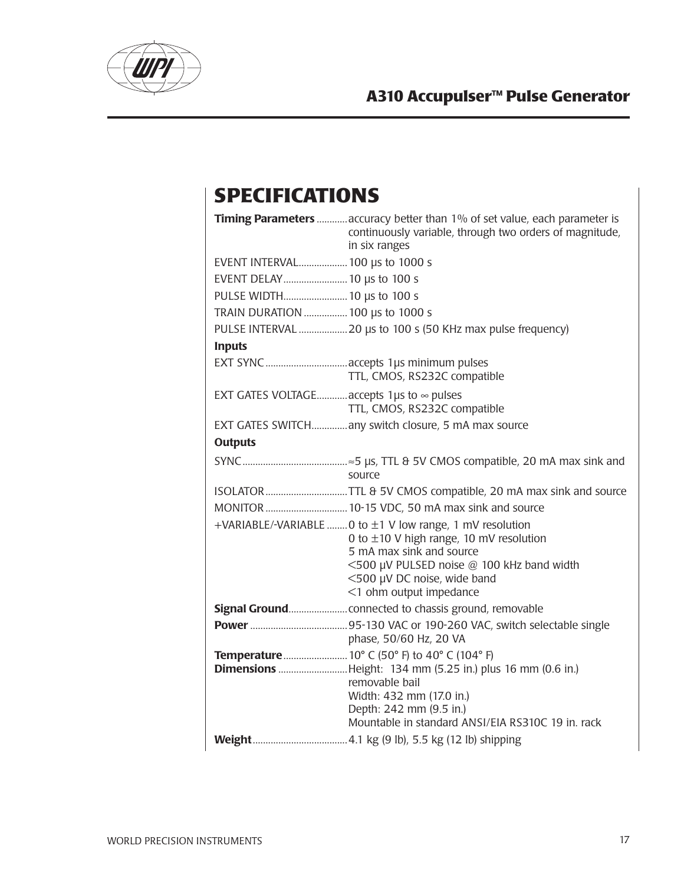## SPECIFICATIONS

**Timing Parameters** ............accuracy better than 1% of set value, each parameter is continuously variable, through two orders of magnitude, in six ranges

EVENT INTERVAL...................100 µs to 1000 s

EVENT DELAY.........................10 µs to 100 s

PULSE WIDTH.........................10 µs to 100 s

TRAIN DURATION .................100 µs to 1000 s

PULSE INTERVAL ...................20 µs to 100 s (50 KHz max pulse frequency)

**Inputs**

EXT SYNC ................................accepts 1µs minimum pulses
TTL, CMOS, RS232C compatible

EXT GATES VOLTAGE............accepts 1µs to ∞ pulses
TTL, CMOS, RS232C compatible

EXT GATES SWITCH..............any switch closure, 5 mA max source

**Outputs**

SYNC.........................................≈5 µs, TTL & 5V CMOS compatible, 20 mA max sink and source

ISOLATOR ................................TTL & 5V CMOS compatible, 20 mA max sink and source

MONITOR ................................10-15 VDC, 50 mA max sink and source

+VARIABLE/-VARIABLE ........0 to ±1 V low range, 1 mV resolution
0 to ±10 V high range, 10 mV resolution
5 mA max sink and source
<500 µV PULSED noise @ 100 kHz band width
<500 µV DC noise, wide band
<1 ohm output impedance

**Signal Ground**.......................connected to chassis ground, removable

**Power** ......................................95-130 VAC or 190-260 VAC, switch selectable single phase, 50/60 Hz, 20 VA

**Temperature**.........................10° C (50° F) to 40° C (104° F)

**Dimensions** ...........................Height: 134 mm (5.25 in.) plus 16 mm (0.6 in.) removable bail
Width: 432 mm (17.0 in.)
Depth: 242 mm (9.5 in.)
Mountable in standard ANSI/EIA RS310C 19 in. rack

**Weight**....................................4.1 kg (9 lb), 5.5 kg (12 lb) shipping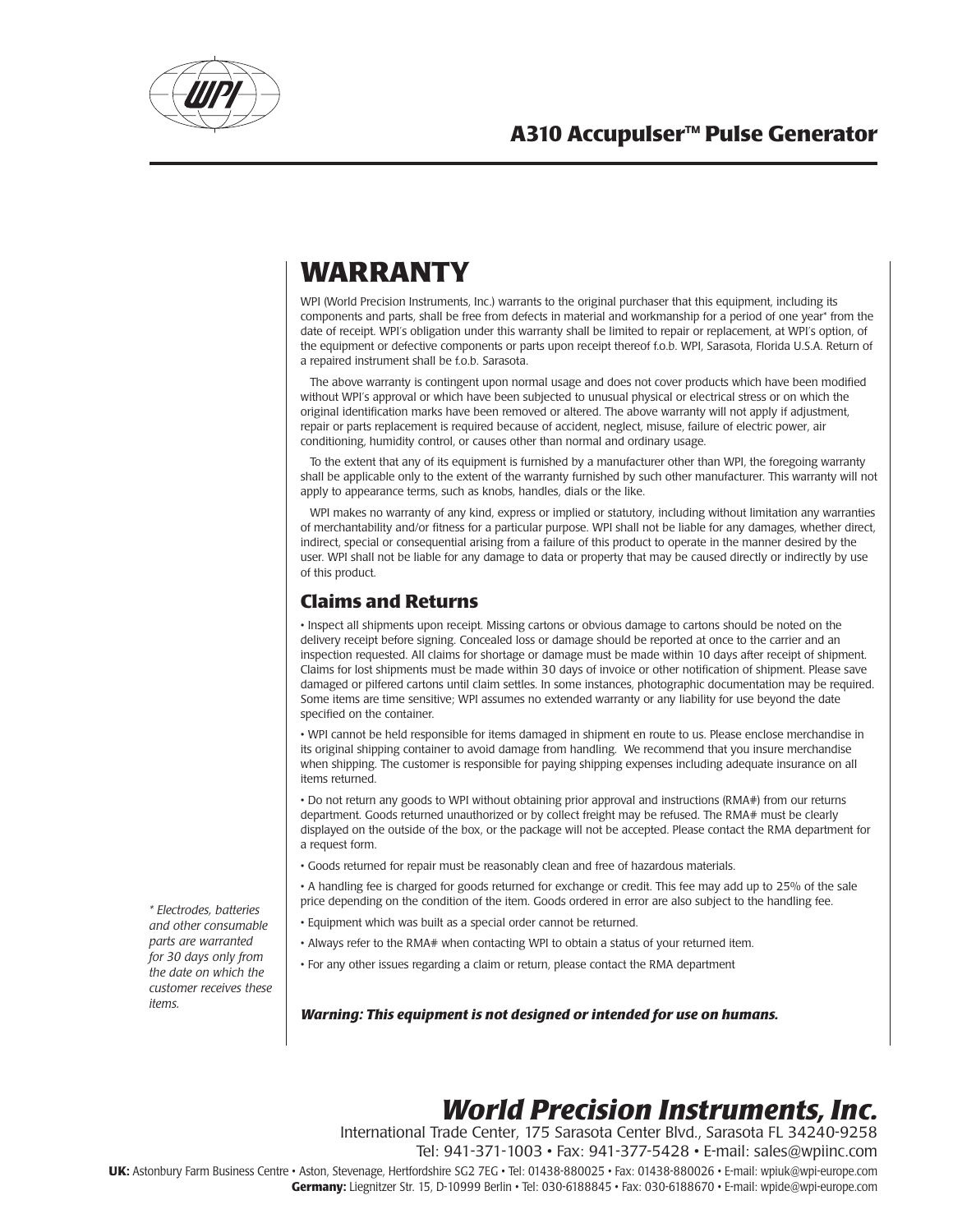# WARRANTY

WPI (World Precision Instruments, Inc.) warrants to the original purchaser that this equipment, including its components and parts, shall be free from defects in material and workmanship for a period of one year* from the date of receipt. WPI's obligation under this warranty shall be limited to repair or replacement, at WPI's option, of the equipment or defective components or parts upon receipt thereof f.o.b. WPI, Sarasota, Florida U.S.A. Return of a repaired instrument shall be f.o.b. Sarasota.

The above warranty is contingent upon normal usage and does not cover products which have been modified without WPI's approval or which have been subjected to unusual physical or electrical stress or on which the original identification marks have been removed or altered. The above warranty will not apply if adjustment, repair or parts replacement is required because of accident, neglect, misuse, failure of electric power, air conditioning, humidity control, or causes other than normal and ordinary usage.

To the extent that any of its equipment is furnished by a manufacturer other than WPI, the foregoing warranty shall be applicable only to the extent of the warranty furnished by such other manufacturer. This warranty will not apply to appearance terms, such as knobs, handles, dials or the like.

WPI makes no warranty of any kind, express or implied or statutory, including without limitation any warranties of merchantability and/or fitness for a particular purpose. WPI shall not be liable for any damages, whether direct, indirect, special or consequential arising from a failure of this product to operate in the manner desired by the user. WPI shall not be liable for any damage to data or property that may be caused directly or indirectly by use of this product.

## Claims and Returns

- Inspect all shipments upon receipt. Missing cartons or obvious damage to cartons should be noted on the delivery receipt before signing. Concealed loss or damage should be reported at once to the carrier and an inspection requested. All claims for shortage or damage must be made within 10 days after receipt of shipment. Claims for lost shipments must be made within 30 days of invoice or other notification of shipment. Please save damaged or pilfered cartons until claim settles. In some instances, photographic documentation may be required. Some items are time sensitive; WPI assumes no extended warranty or any liability for use beyond the date specified on the container.
- WPI cannot be held responsible for items damaged in shipment en route to us. Please enclose merchandise in its original shipping container to avoid damage from handling. We recommend that you insure merchandise when shipping. The customer is responsible for paying shipping expenses including adequate insurance on all items returned.
- Do not return any goods to WPI without obtaining prior approval and instructions (RMA#) from our returns department. Goods returned unauthorized or by collect freight may be refused. The RMA# must be clearly displayed on the outside of the box, or the package will not be accepted. Please contact the RMA department for a request form.
- Goods returned for repair must be reasonably clean and free of hazardous materials.
- A handling fee is charged for goods returned for exchange or credit. This fee may add up to 25% of the sale price depending on the condition of the item. Goods ordered in error are also subject to the handling fee.
- Equipment which was built as a special order cannot be returned.
- Always refer to the RMA# when contacting WPI to obtain a status of your returned item.
- For any other issues regarding a claim or return, please contact the RMA department

***Warning: This equipment is not designed or intended for use on humans.***

*\* Electrodes, batteries and other consumable parts are warranted for 30 days only from the date on which the customer receives these items.*

## *World Precision Instruments, Inc.*

International Trade Center, 175 Sarasota Center Blvd., Sarasota FL 34240-9258
Tel: 941-371-1003 • Fax: 941-377-5428 • E-mail: sales@wpiinc.com

**UK:** Astonbury Farm Business Centre • Aston, Stevenage, Hertfordshire SG2 7EG • Tel: 01438-880025 • Fax: 01438-880026 • E-mail: wpiuk@wpi-europe.com
**Germany:** Liegnitzer Str. 15, D-10999 Berlin • Tel: 030-6188845 • Fax: 030-6188670 • E-mail: wpide@wpi-europe.com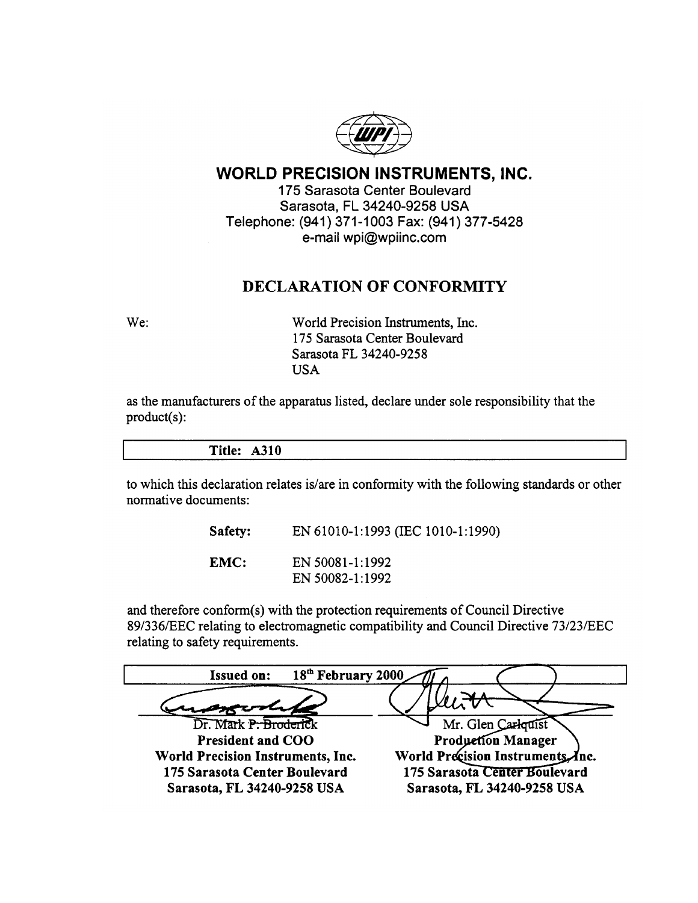# WORLD PRECISION INSTRUMENTS, INC.

175 Sarasota Center Boulevard
Sarasota, FL 34240-9258 USA
Telephone: (941) 371-1003 Fax: (941) 377-5428
e-mail wpi@wpiinc.com

## DECLARATION OF CONFORMITY

We: World Precision Instruments, Inc.
175 Sarasota Center Boulevard
Sarasota FL 34240-9258
USA

as the manufacturers of the apparatus listed, declare under sole responsibility that the product(s):

**Title: A310**

to which this declaration relates is/are in conformity with the following standards or other normative documents:

**Safety:** EN 61010-1:1993 (IEC 1010-1:1990)

**EMC:** EN 50081-1:1992
EN 50082-1:1992

and therefore conform(s) with the protection requirements of Council Directive 89/336/EEC relating to electromagnetic compatibility and Council Directive 73/23/EEC relating to safety requirements.

**Issued on:** 18th February 2000

| | |
|---|---|
| Dr. Mark P. Broderick | Mr. Glen Carlquist |
| **President and COO** | **Production Manager** |
| **World Precision Instruments, Inc.** | **World Precision Instruments, Inc.** |
| **175 Sarasota Center Boulevard** | **175 Sarasota Center Boulevard** |
| **Sarasota, FL 34240-9258 USA** | **Sarasota, FL 34240-9258 USA** |